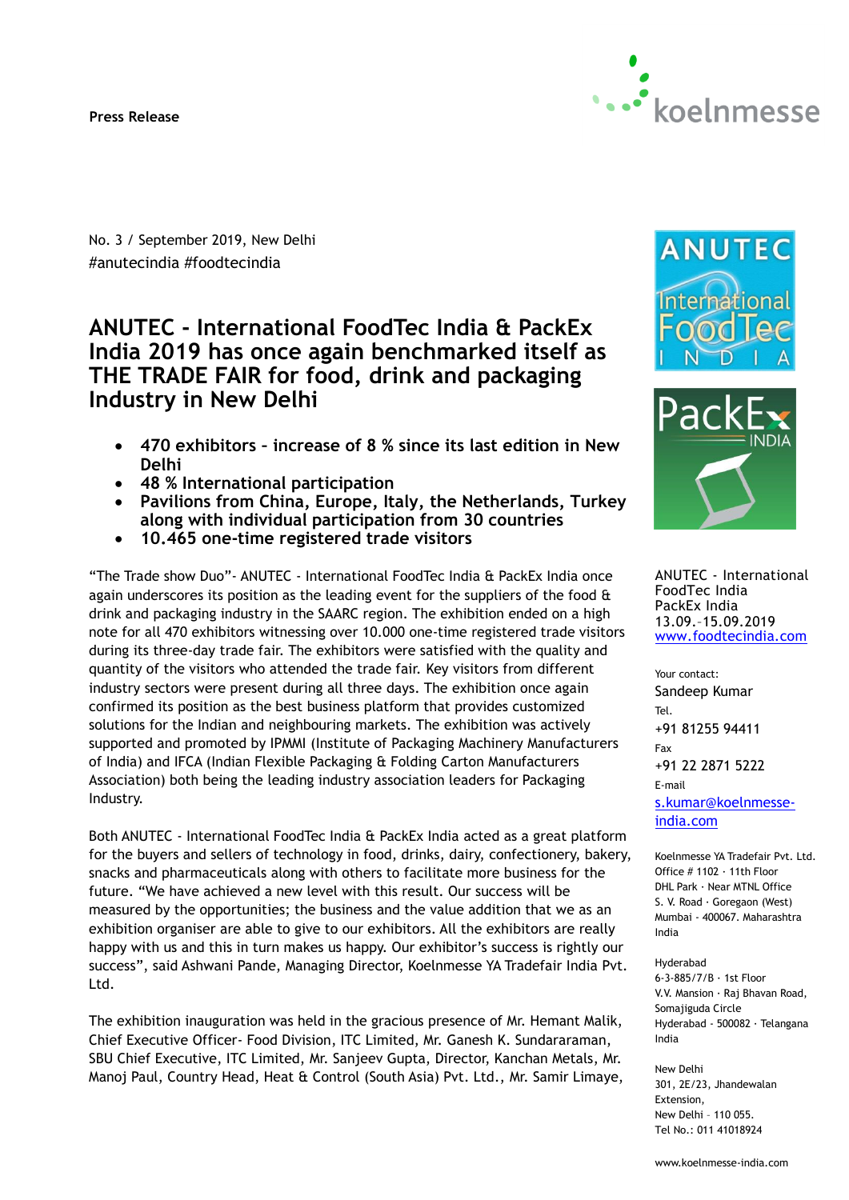**Press Release**

No. 3 / September 2019, New Delhi
#anutecindia #foodtecindia

# ANUTEC - International FoodTec India & PackEx India 2019 has once again benchmarked itself as THE TRADE FAIR for food, drink and packaging Industry in New Delhi

- **470 exhibitors – increase of 8 % since its last edition in New Delhi**
- **48 % International participation**
- **Pavilions from China, Europe, Italy, the Netherlands, Turkey along with individual participation from 30 countries**
- **10.465 one-time registered trade visitors**

"The Trade show Duo"- ANUTEC - International FoodTec India & PackEx India once again underscores its position as the leading event for the suppliers of the food & drink and packaging industry in the SAARC region. The exhibition ended on a high note for all 470 exhibitors witnessing over 10.000 one-time registered trade visitors during its three-day trade fair. The exhibitors were satisfied with the quality and quantity of the visitors who attended the trade fair. Key visitors from different industry sectors were present during all three days. The exhibition once again confirmed its position as the best business platform that provides customized solutions for the Indian and neighbouring markets. The exhibition was actively supported and promoted by IPMMI (Institute of Packaging Machinery Manufacturers of India) and IFCA (Indian Flexible Packaging & Folding Carton Manufacturers Association) both being the leading industry association leaders for Packaging Industry.

Both ANUTEC - International FoodTec India & PackEx India acted as a great platform for the buyers and sellers of technology in food, drinks, dairy, confectionery, bakery, snacks and pharmaceuticals along with others to facilitate more business for the future. "We have achieved a new level with this result. Our success will be measured by the opportunities; the business and the value addition that we as an exhibition organiser are able to give to our exhibitors. All the exhibitors are really happy with us and this in turn makes us happy. Our exhibitor's success is rightly our success", said Ashwani Pande, Managing Director, Koelnmesse YA Tradefair India Pvt. Ltd.

The exhibition inauguration was held in the gracious presence of Mr. Hemant Malik, Chief Executive Officer- Food Division, ITC Limited, Mr. Ganesh K. Sundararaman, SBU Chief Executive, ITC Limited, Mr. Sanjeev Gupta, Director, Kanchan Metals, Mr. Manoj Paul, Country Head, Heat & Control (South Asia) Pvt. Ltd., Mr. Samir Limaye,

ANUTEC - International FoodTec India
PackEx India
13.09.–15.09.2019
www.foodtecindia.com

Your contact:
Sandeep Kumar
Tel.
+91 81255 94411
Fax
+91 22 2871 5222
E-mail
s.kumar@koelnmesse-india.com

Koelnmesse YA Tradefair Pvt. Ltd.
Office # 1102 · 11th Floor
DHL Park · Near MTNL Office
S. V. Road · Goregaon (West)
Mumbai - 400067. Maharashtra
India

Hyderabad
6-3-885/7/B · 1st Floor
V.V. Mansion · Raj Bhavan Road,
Somajiguda Circle
Hyderabad - 500082 · Telangana
India

New Delhi
301, 2E/23, Jhandewalan Extension,
New Delhi – 110 055.
Tel No.: 011 41018924

www.koelnmesse-india.com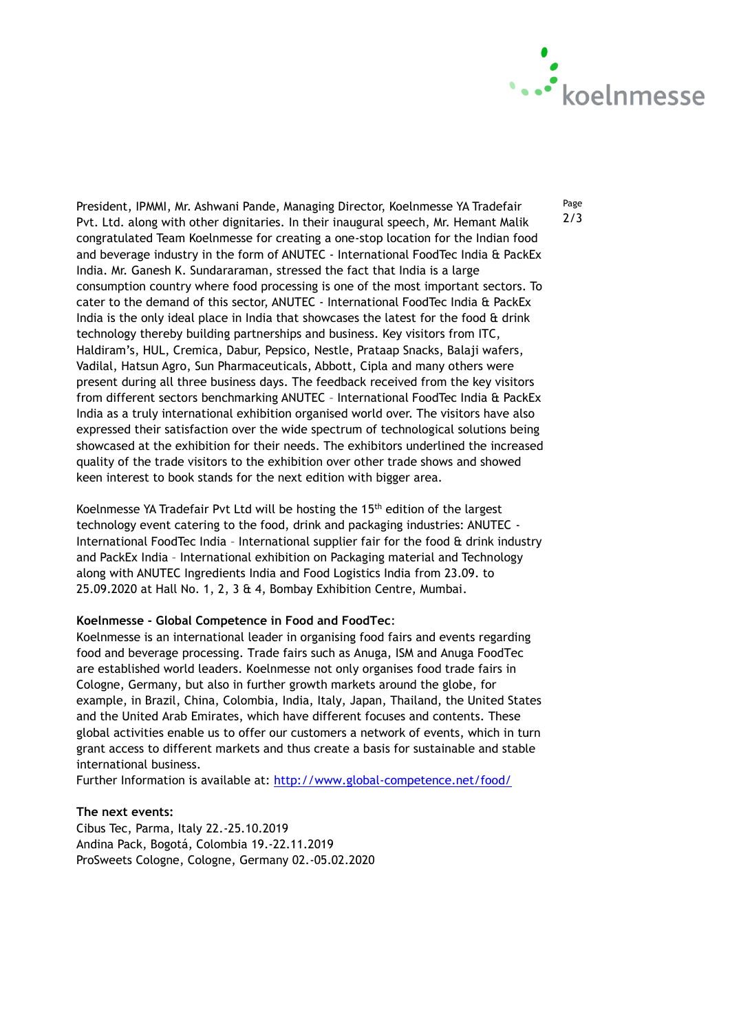President, IPMMI, Mr. Ashwani Pande, Managing Director, Koelnmesse YA Tradefair Pvt. Ltd. along with other dignitaries. In their inaugural speech, Mr. Hemant Malik congratulated Team Koelnmesse for creating a one-stop location for the Indian food and beverage industry in the form of ANUTEC - International FoodTec India & PackEx India. Mr. Ganesh K. Sundararaman, stressed the fact that India is a large consumption country where food processing is one of the most important sectors. To cater to the demand of this sector, ANUTEC - International FoodTec India & PackEx India is the only ideal place in India that showcases the latest for the food & drink technology thereby building partnerships and business. Key visitors from ITC, Haldiram's, HUL, Cremica, Dabur, Pepsico, Nestle, Prataap Snacks, Balaji wafers, Vadilal, Hatsun Agro, Sun Pharmaceuticals, Abbott, Cipla and many others were present during all three business days. The feedback received from the key visitors from different sectors benchmarking ANUTEC – International FoodTec India & PackEx India as a truly international exhibition organised world over. The visitors have also expressed their satisfaction over the wide spectrum of technological solutions being showcased at the exhibition for their needs. The exhibitors underlined the increased quality of the trade visitors to the exhibition over other trade shows and showed keen interest to book stands for the next edition with bigger area.

Koelnmesse YA Tradefair Pvt Ltd will be hosting the 15th edition of the largest technology event catering to the food, drink and packaging industries: ANUTEC - International FoodTec India – International supplier fair for the food & drink industry and PackEx India – International exhibition on Packaging material and Technology along with ANUTEC Ingredients India and Food Logistics India from 23.09. to 25.09.2020 at Hall No. 1, 2, 3 & 4, Bombay Exhibition Centre, Mumbai.

**Koelnmesse - Global Competence in Food and FoodTec**:
Koelnmesse is an international leader in organising food fairs and events regarding food and beverage processing. Trade fairs such as Anuga, ISM and Anuga FoodTec are established world leaders. Koelnmesse not only organises food trade fairs in Cologne, Germany, but also in further growth markets around the globe, for example, in Brazil, China, Colombia, India, Italy, Japan, Thailand, the United States and the United Arab Emirates, which have different focuses and contents. These global activities enable us to offer our customers a network of events, which in turn grant access to different markets and thus create a basis for sustainable and stable international business.
Further Information is available at: [http://www.global-competence.net/food/](http://www.global-competence.net/food/)

**The next events:**
Cibus Tec, Parma, Italy 22.-25.10.2019
Andina Pack, Bogotá, Colombia 19.-22.11.2019
ProSweets Cologne, Cologne, Germany 02.-05.02.2020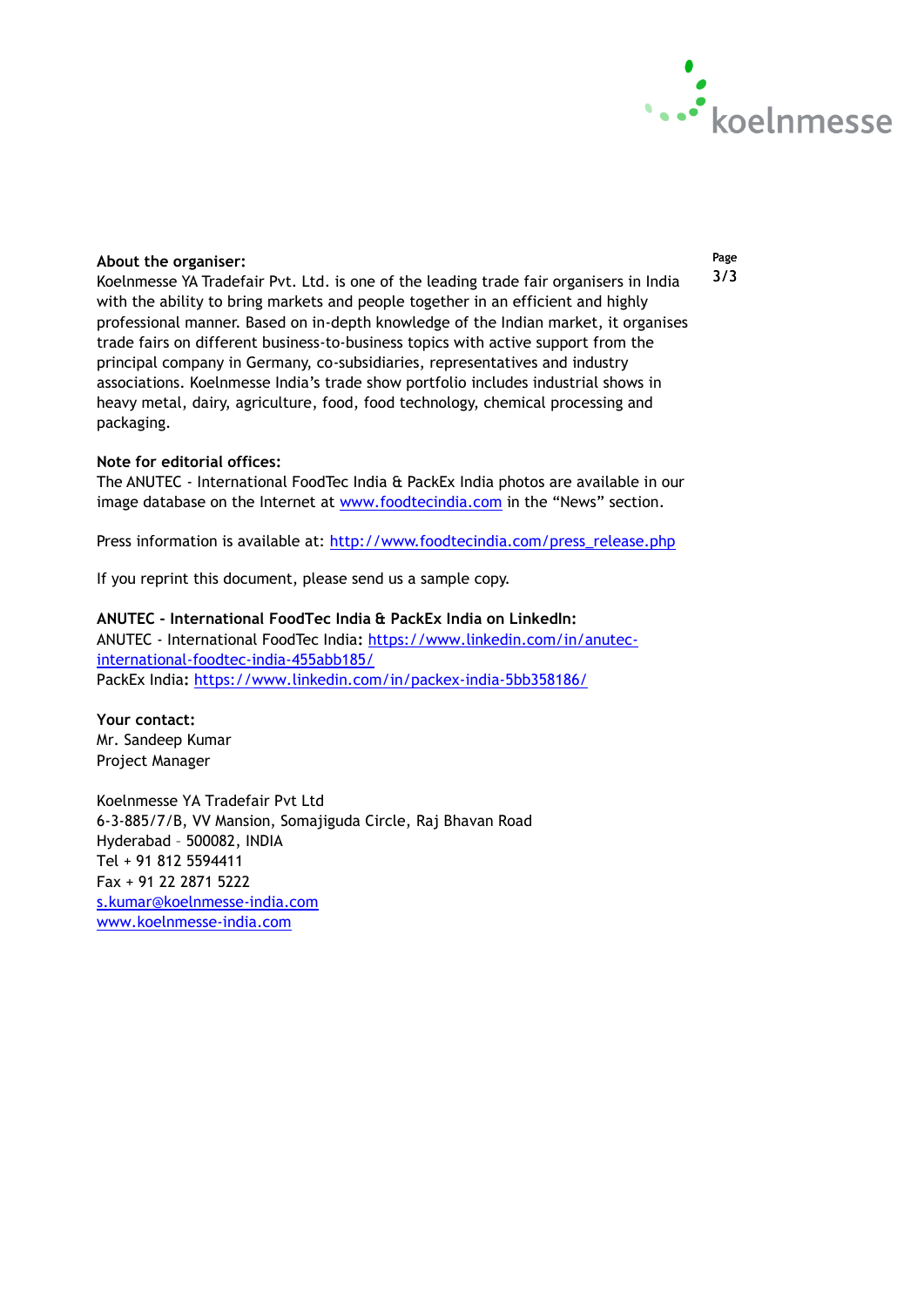**About the organiser:**
Koelnmesse YA Tradefair Pvt. Ltd. is one of the leading trade fair organisers in India with the ability to bring markets and people together in an efficient and highly professional manner. Based on in-depth knowledge of the Indian market, it organises trade fairs on different business-to-business topics with active support from the principal company in Germany, co-subsidiaries, representatives and industry associations. Koelnmesse India's trade show portfolio includes industrial shows in heavy metal, dairy, agriculture, food, food technology, chemical processing and packaging.

**Note for editorial offices:**
The ANUTEC - International FoodTec India & PackEx India photos are available in our image database on the Internet at www.foodtecindia.com in the "News" section.

Press information is available at: http://www.foodtecindia.com/press_release.php

If you reprint this document, please send us a sample copy.

**ANUTEC - International FoodTec India & PackEx India on LinkedIn:**
ANUTEC - International FoodTec India**:** https://www.linkedin.com/in/anutec-international-foodtec-india-455abb185/
PackEx India**:** https://www.linkedin.com/in/packex-india-5bb358186/

**Your contact:**
Mr. Sandeep Kumar
Project Manager

Koelnmesse YA Tradefair Pvt Ltd
6-3-885/7/B, VV Mansion, Somajiguda Circle, Raj Bhavan Road
Hyderabad – 500082, INDIA
Tel + 91 812 5594411
Fax + 91 22 2871 5222
s.kumar@koelnmesse-india.com
www.koelnmesse-india.com